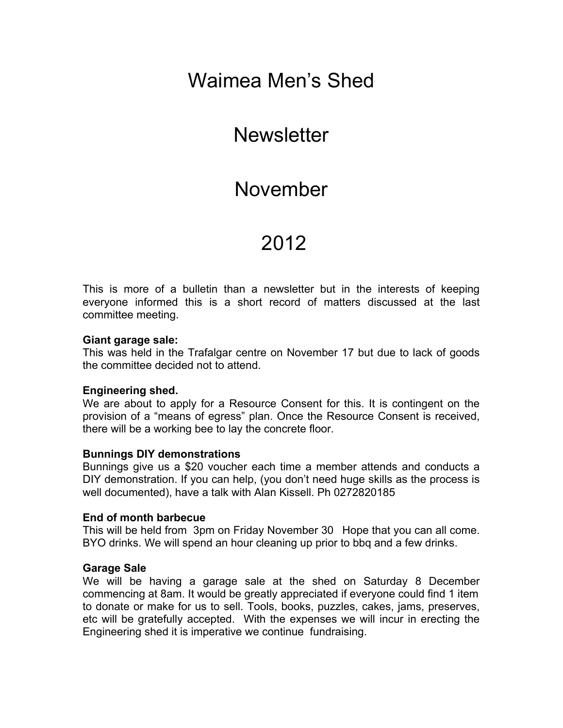# Waimea Men's Shed

# Newsletter

# November

# 2012

This is more of a bulletin than a newsletter but in the interests of keeping everyone informed this is a short record of matters discussed at the last committee meeting.

**Giant garage sale:**
This was held in the Trafalgar centre on November 17 but due to lack of goods the committee decided not to attend.

**Engineering shed.**
We are about to apply for a Resource Consent for this. It is contingent on the provision of a "means of egress" plan. Once the Resource Consent is received, there will be a working bee to lay the concrete floor.

**Bunnings DIY demonstrations**
Bunnings give us a $20 voucher each time a member attends and conducts a DIY demonstration. If you can help, (you don't need huge skills as the process is well documented), have a talk with Alan Kissell. Ph 0272820185

**End of month barbecue**
This will be held from 3pm on Friday November 30 Hope that you can all come. BYO drinks. We will spend an hour cleaning up prior to bbq and a few drinks.

**Garage Sale**
We will be having a garage sale at the shed on Saturday 8 December commencing at 8am. It would be greatly appreciated if everyone could find 1 item to donate or make for us to sell. Tools, books, puzzles, cakes, jams, preserves, etc will be gratefully accepted. With the expenses we will incur in erecting the Engineering shed it is imperative we continue fundraising.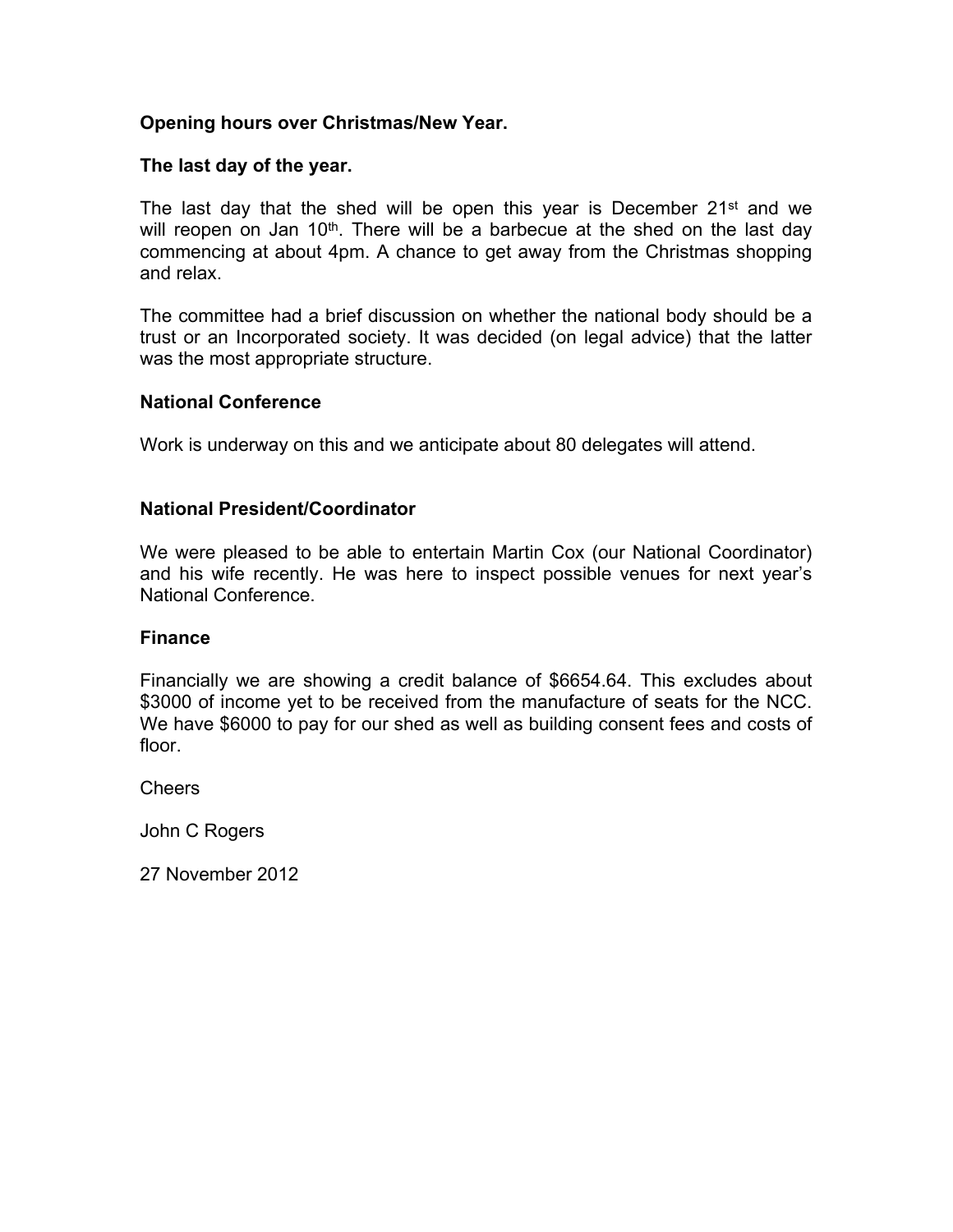**Opening hours over Christmas/New Year.**

**The last day of the year.**

The last day that the shed will be open this year is December 21st and we will reopen on Jan 10th. There will be a barbecue at the shed on the last day commencing at about 4pm. A chance to get away from the Christmas shopping and relax.

The committee had a brief discussion on whether the national body should be a trust or an Incorporated society. It was decided (on legal advice) that the latter was the most appropriate structure.

**National Conference**

Work is underway on this and we anticipate about 80 delegates will attend.

**National President/Coordinator**

We were pleased to be able to entertain Martin Cox (our National Coordinator) and his wife recently. He was here to inspect possible venues for next year's National Conference.

**Finance**

Financially we are showing a credit balance of $6654.64. This excludes about $3000 of income yet to be received from the manufacture of seats for the NCC. We have $6000 to pay for our shed as well as building consent fees and costs of floor.

Cheers

John C Rogers

27 November 2012